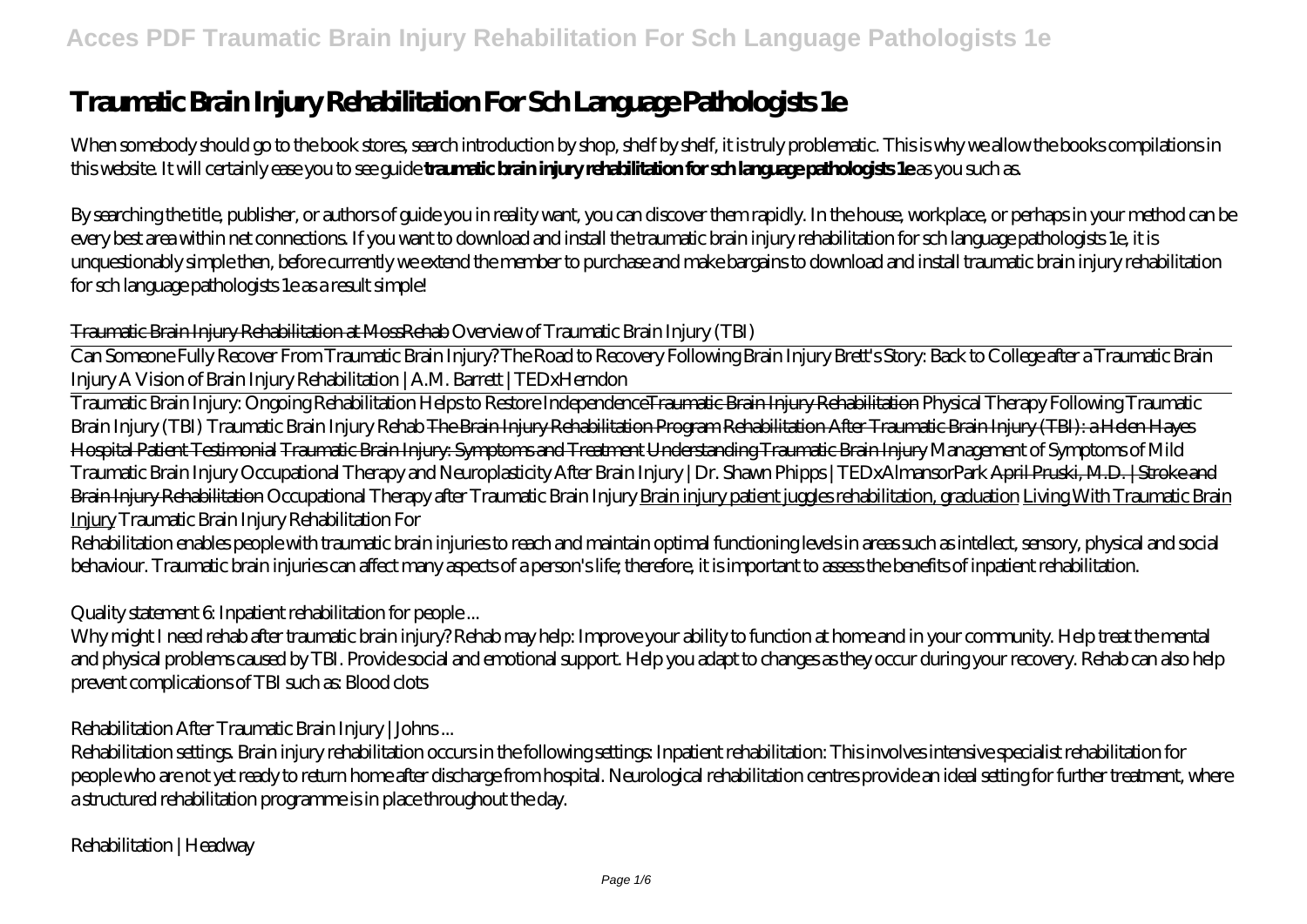# Traumatic Brain Injury Rehabilitation For Sch Language Pathologists 1e

When somebody should go to the book stores, search introduction by shop, shelf by shelf, it is truly problematic. This is why we allow the books compilations in this website. It will certainly ease you to see guide **traumatic brain injury rehabilitation for sch language pathologists 1e** as you such as.

By searching the title, publisher, or authors of guide you in reality want, you can discover them rapidly. In the house, workplace, or perhaps in your method can be every best area within net connections. If you want to download and install the traumatic brain injury rehabilitation for sch language pathologists 1e, it is unquestionably simple then, before currently we extend the member to purchase and make bargains to download and install traumatic brain injury rehabilitation for sch language pathologists 1e as a result simple!

Traumatic Brain Injury Rehabilitation at MossRehab *Overview of Traumatic Brain Injury (TBI)*

Can Someone Fully Recover From Traumatic Brain Injury? The Road to Recovery Following Brain Injury *Brett's Story: Back to College after a Traumatic Brain Injury A Vision of Brain Injury Rehabilitation | A.M. Barrett | TEDxHerndon*

Traumatic Brain Injury: Ongoing Rehabilitation Helps to Restore IndependenceTraumatic Brain Injury Rehabilitation *Physical Therapy Following Traumatic Brain Injury (TBI) Traumatic Brain Injury Rehab* The Brain Injury Rehabilitation Program Rehabilitation After Traumatic Brain Injury (TBI): a Helen Hayes Hospital Patient Testimonial Traumatic Brain Injury: Symptoms and Treatment Understanding Traumatic Brain Injury *Management of Symptoms of Mild Traumatic Brain Injury Occupational Therapy and Neuroplasticity After Brain Injury | Dr. Shawn Phipps | TEDxAlmansorPark* April Pruski, M.D. | Stroke and Brain Injury Rehabilitation *Occupational Therapy after Traumatic Brain Injury* Brain injury patient juggles rehabilitation, graduation Living With Traumatic Brain Injury *Traumatic Brain Injury Rehabilitation For*

Rehabilitation enables people with traumatic brain injuries to reach and maintain optimal functioning levels in areas such as intellect, sensory, physical and social behaviour. Traumatic brain injuries can affect many aspects of a person's life; therefore, it is important to assess the benefits of inpatient rehabilitation.

*Quality statement 6: Inpatient rehabilitation for people ...*

Why might I need rehab after traumatic brain injury? Rehab may help: Improve your ability to function at home and in your community. Help treat the mental and physical problems caused by TBI. Provide social and emotional support. Help you adapt to changes as they occur during your recovery. Rehab can also help prevent complications of TBI such as: Blood clots

*Rehabilitation After Traumatic Brain Injury | Johns ...*

Rehabilitation settings. Brain injury rehabilitation occurs in the following settings: Inpatient rehabilitation: This involves intensive specialist rehabilitation for people who are not yet ready to return home after discharge from hospital. Neurological rehabilitation centres provide an ideal setting for further treatment, where a structured rehabilitation programme is in place throughout the day.

*Rehabilitation | Headway*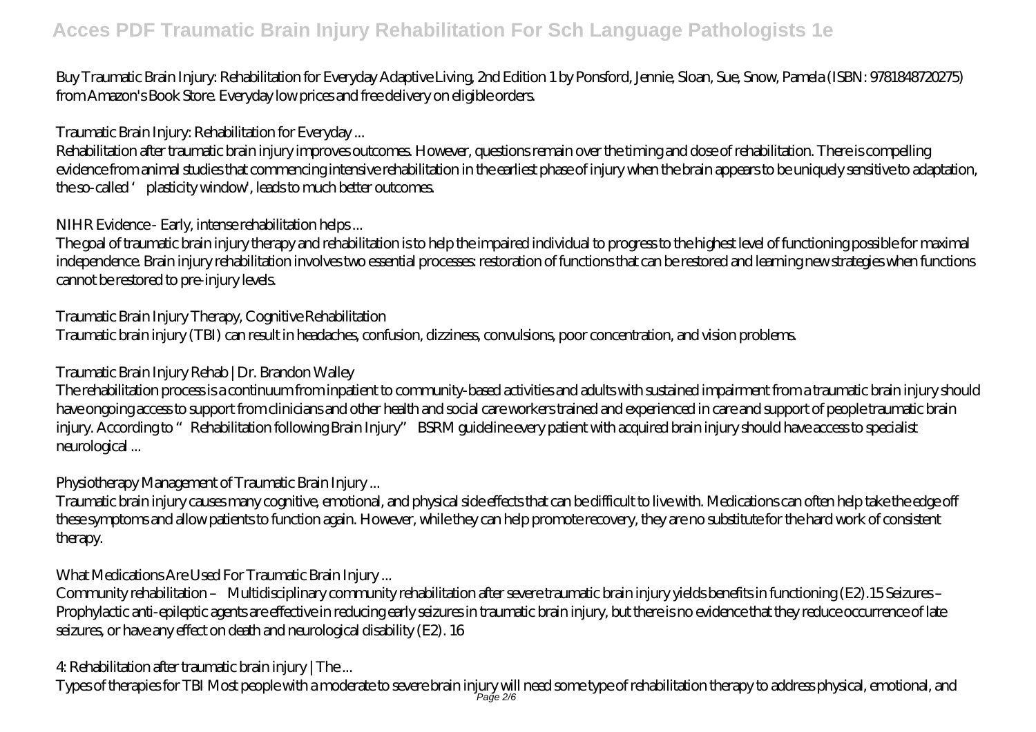Buy Traumatic Brain Injury: Rehabilitation for Everyday Adaptive Living, 2nd Edition 1 by Ponsford, Jennie, Sloan, Sue, Snow, Pamela (ISBN: 9781848720275) from Amazon's Book Store. Everyday low prices and free delivery on eligible orders.

## Traumatic Brain Injury: Rehabilitation for Everyday ...

Rehabilitation after traumatic brain injury improves outcomes. However, questions remain over the timing and dose of rehabilitation. There is compelling evidence from animal studies that commencing intensive rehabilitation in the earliest phase of injury when the brain appears to be uniquely sensitive to adaptation, the so-called ' plasticity window', leads to much better outcomes.

## NIHR Evidence - Early, intense rehabilitation helps ...

The goal of traumatic brain injury therapy and rehabilitation is to help the impaired individual to progress to the highest level of functioning possible for maximal independence. Brain injury rehabilitation involves two essential processes: restoration of functions that can be restored and learning new strategies when functions cannot be restored to pre-injury levels.

## Traumatic Brain Injury Therapy, Cognitive Rehabilitation

Traumatic brain injury (TBI) can result in headaches, confusion, dizziness, convulsions, poor concentration, and vision problems.

## Traumatic Brain Injury Rehab | Dr. Brandon Walley

The rehabilitation process is a continuum from inpatient to community-based activities and adults with sustained impairment from a traumatic brain injury should have ongoing access to support from clinicians and other health and social care workers trained and experienced in care and support of people traumatic brain injury. According to "Rehabilitation following Brain Injury" BSRM guideline every patient with acquired brain injury should have access to specialist neurological ...

## Physiotherapy Management of Traumatic Brain Injury ...

Traumatic brain injury causes many cognitive, emotional, and physical side effects that can be difficult to live with. Medications can often help take the edge off these symptoms and allow patients to function again. However, while they can help promote recovery, they are no substitute for the hard work of consistent therapy.

## What Medications Are Used For Traumatic Brain Injury ...

Community rehabilitation – Multidisciplinary community rehabilitation after severe traumatic brain injury yields benefits in functioning (E2).15 Seizures – Prophylactic anti-epileptic agents are effective in reducing early seizures in traumatic brain injury, but there is no evidence that they reduce occurrence of late seizures, or have any effect on death and neurological disability (E2). 16

## 4: Rehabilitation after traumatic brain injury | The ...

Types of therapies for TBI Most people with a moderate to severe brain injury will need some type of rehabilitation therapy to address physical, emotional, and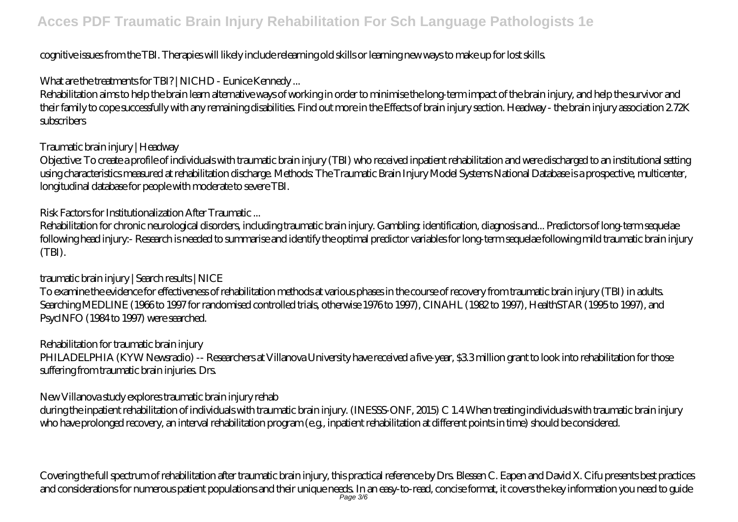cognitive issues from the TBI. Therapies will likely include relearning old skills or learning new ways to make up for lost skills.

*What are the treatments for TBI? | NICHD - Eunice Kennedy ...*

Rehabilitation aims to help the brain learn alternative ways of working in order to minimise the long-term impact of the brain injury, and help the survivor and their family to cope successfully with any remaining disabilities. Find out more in the Effects of brain injury section. Headway - the brain injury association 2.72K subscribers

*Traumatic brain injury | Headway*

Objective: To create a profile of individuals with traumatic brain injury (TBI) who received inpatient rehabilitation and were discharged to an institutional setting using characteristics measured at rehabilitation discharge. Methods: The Traumatic Brain Injury Model Systems National Database is a prospective, multicenter, longitudinal database for people with moderate to severe TBI.

*Risk Factors for Institutionalization After Traumatic ...*

Rehabilitation for chronic neurological disorders, including traumatic brain injury. Gambling: identification, diagnosis and... Predictors of long-term sequelae following head injury:- Research is needed to summarise and identify the optimal predictor variables for long-term sequelae following mild traumatic brain injury (TBI).

*traumatic brain injury | Search results | NICE*

To examine the evidence for effectiveness of rehabilitation methods at various phases in the course of recovery from traumatic brain injury (TBI) in adults. Searching MEDLINE (1966 to 1997 for randomised controlled trials, otherwise 1976 to 1997), CINAHL (1982 to 1997), HealthSTAR (1995 to 1997), and PsycINFO (1984 to 1997) were searched.

*Rehabilitation for traumatic brain injury*

PHILADELPHIA (KYW Newsradio) -- Researchers at Villanova University have received a five-year, $3.3 million grant to look into rehabilitation for those suffering from traumatic brain injuries. Drs.

*New Villanova study explores traumatic brain injury rehab*

during the inpatient rehabilitation of individuals with traumatic brain injury. (INESSS-ONF, 2015) C 1.4 When treating individuals with traumatic brain injury who have prolonged recovery, an interval rehabilitation program (e.g., inpatient rehabilitation at different points in time) should be considered.

Covering the full spectrum of rehabilitation after traumatic brain injury, this practical reference by Drs. Blessen C. Eapen and David X. Cifu presents best practices and considerations for numerous patient populations and their unique needs. In an easy-to-read, concise format, it covers the key information you need to guide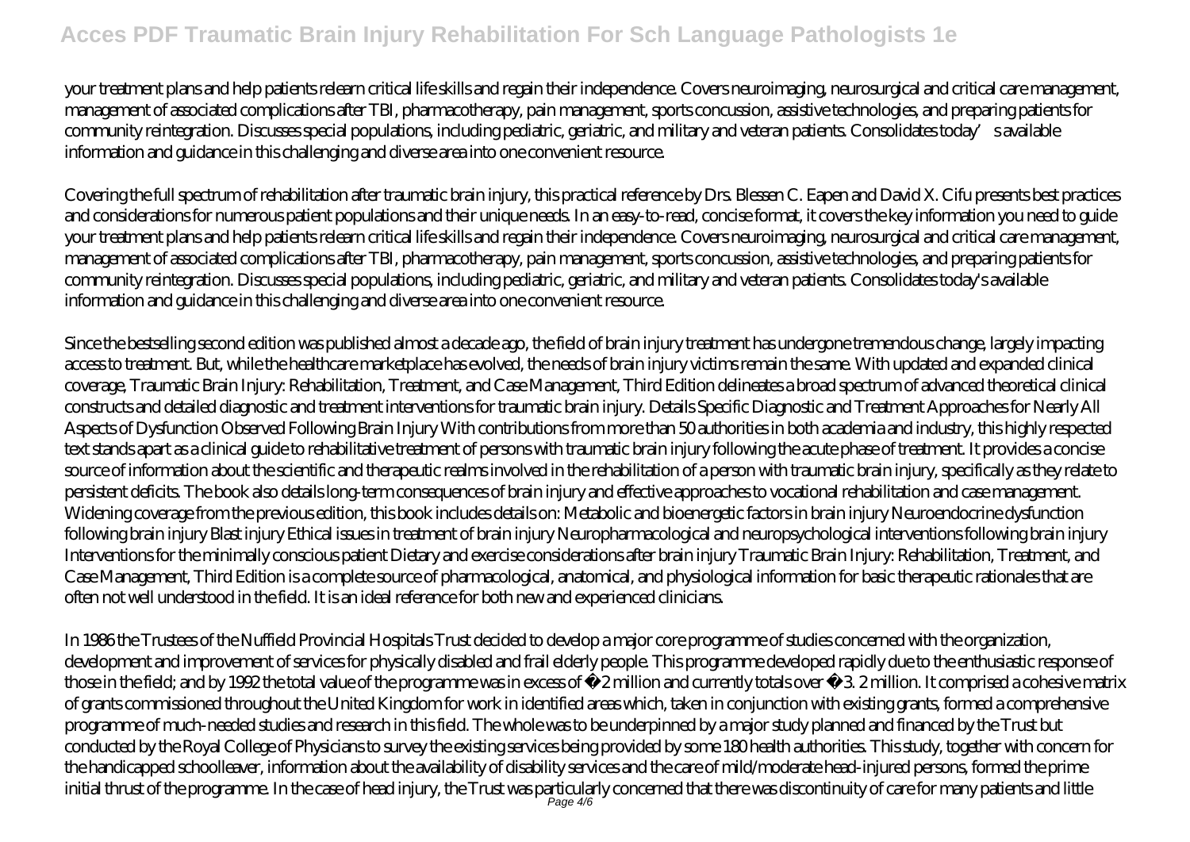your treatment plans and help patients relearn critical life skills and regain their independence. Covers neuroimaging, neurosurgical and critical care management, management of associated complications after TBI, pharmacotherapy, pain management, sports concussion, assistive technologies, and preparing patients for community reintegration. Discusses special populations, including pediatric, geriatric, and military and veteran patients. Consolidates today's available information and guidance in this challenging and diverse area into one convenient resource.

Covering the full spectrum of rehabilitation after traumatic brain injury, this practical reference by Drs. Blessen C. Eapen and David X. Cifu presents best practices and considerations for numerous patient populations and their unique needs. In an easy-to-read, concise format, it covers the key information you need to guide your treatment plans and help patients relearn critical life skills and regain their independence. Covers neuroimaging, neurosurgical and critical care management, management of associated complications after TBI, pharmacotherapy, pain management, sports concussion, assistive technologies, and preparing patients for community reintegration. Discusses special populations, including pediatric, geriatric, and military and veteran patients. Consolidates today's available information and guidance in this challenging and diverse area into one convenient resource.

Since the bestselling second edition was published almost a decade ago, the field of brain injury treatment has undergone tremendous change, largely impacting access to treatment. But, while the healthcare marketplace has evolved, the needs of brain injury victims remain the same. With updated and expanded clinical coverage, Traumatic Brain Injury: Rehabilitation, Treatment, and Case Management, Third Edition delineates a broad spectrum of advanced theoretical clinical constructs and detailed diagnostic and treatment interventions for traumatic brain injury. Details Specific Diagnostic and Treatment Approaches for Nearly All Aspects of Dysfunction Observed Following Brain Injury With contributions from more than 50 authorities in both academia and industry, this highly respected text stands apart as a clinical guide to rehabilitative treatment of persons with traumatic brain injury following the acute phase of treatment. It provides a concise source of information about the scientific and therapeutic realms involved in the rehabilitation of a person with traumatic brain injury, specifically as they relate to persistent deficits. The book also details long-term consequences of brain injury and effective approaches to vocational rehabilitation and case management. Widening coverage from the previous edition, this book includes details on: Metabolic and bioenergetic factors in brain injury Neuroendocrine dysfunction following brain injury Blast injury Ethical issues in treatment of brain injury Neuropharmacological and neuropsychological interventions following brain injury Interventions for the minimally conscious patient Dietary and exercise considerations after brain injury Traumatic Brain Injury: Rehabilitation, Treatment, and Case Management, Third Edition is a complete source of pharmacological, anatomical, and physiological information for basic therapeutic rationales that are often not well understood in the field. It is an ideal reference for both new and experienced clinicians.

In 1986 the Trustees of the Nuffield Provincial Hospitals Trust decided to develop a major core programme of studies concerned with the organization, development and improvement of services for physically disabled and frail elderly people. This programme developed rapidly due to the enthusiastic response of those in the field; and by 1992 the total value of the programme was in excess of £2 million and currently totals over £3. 2 million. It comprised a cohesive matrix of grants commissioned throughout the United Kingdom for work in identified areas which, taken in conjunction with existing grants, formed a comprehensive programme of much-needed studies and research in this field. The whole was to be underpinned by a major study planned and financed by the Trust but conducted by the Royal College of Physicians to survey the existing services being provided by some 180 health authorities. This study, together with concern for the handicapped schoolleaver, information about the availability of disability services and the care of mild/moderate head-injured persons, formed the prime initial thrust of the programme. In the case of head injury, the Trust was particularly concerned that there was discontinuity of care for many patients and little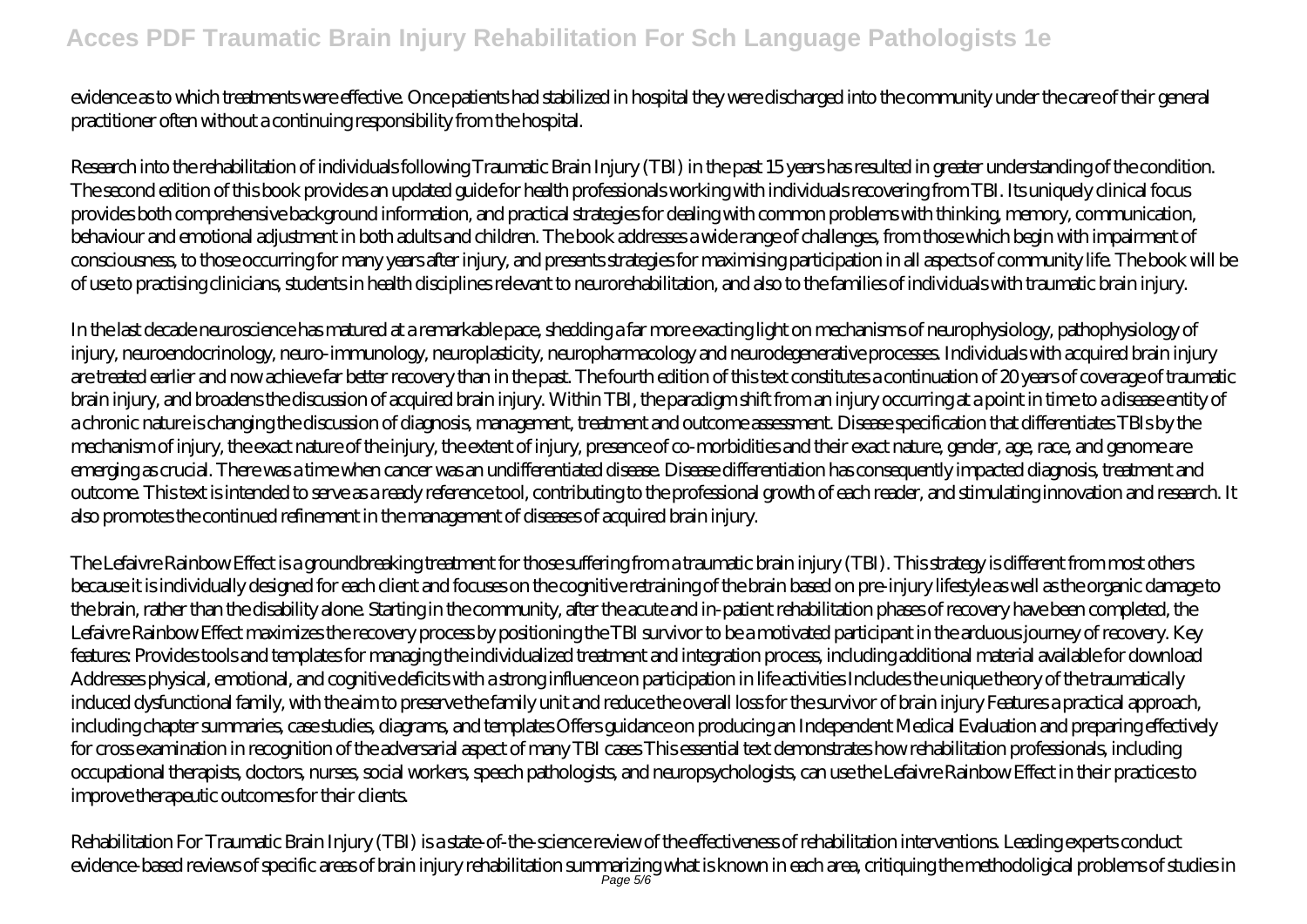evidence as to which treatments were effective. Once patients had stabilized in hospital they were discharged into the community under the care of their general practitioner often without a continuing responsibility from the hospital.

Research into the rehabilitation of individuals following Traumatic Brain Injury (TBI) in the past 15 years has resulted in greater understanding of the condition. The second edition of this book provides an updated guide for health professionals working with individuals recovering from TBI. Its uniquely clinical focus provides both comprehensive background information, and practical strategies for dealing with common problems with thinking, memory, communication, behaviour and emotional adjustment in both adults and children. The book addresses a wide range of challenges, from those which begin with impairment of consciousness, to those occurring for many years after injury, and presents strategies for maximising participation in all aspects of community life. The book will be of use to practising clinicians, students in health disciplines relevant to neurorehabilitation, and also to the families of individuals with traumatic brain injury.

In the last decade neuroscience has matured at a remarkable pace, shedding a far more exacting light on mechanisms of neurophysiology, pathophysiology of injury, neuroendocrinology, neuro-immunology, neuroplasticity, neuropharmacology and neurodegenerative processes. Individuals with acquired brain injury are treated earlier and now achieve far better recovery than in the past. The fourth edition of this text constitutes a continuation of 20 years of coverage of traumatic brain injury, and broadens the discussion of acquired brain injury. Within TBI, the paradigm shift from an injury occurring at a point in time to a disease entity of a chronic nature is changing the discussion of diagnosis, management, treatment and outcome assessment. Disease specification that differentiates TBIs by the mechanism of injury, the exact nature of the injury, the extent of injury, presence of co-morbidities and their exact nature, gender, age, race, and genome are emerging as crucial. There was a time when cancer was an undifferentiated disease. Disease differentiation has consequently impacted diagnosis, treatment and outcome. This text is intended to serve as a ready reference tool, contributing to the professional growth of each reader, and stimulating innovation and research. It also promotes the continued refinement in the management of diseases of acquired brain injury.

The Lefaivre Rainbow Effect is a groundbreaking treatment for those suffering from a traumatic brain injury (TBI). This strategy is different from most others because it is individually designed for each client and focuses on the cognitive retraining of the brain based on pre-injury lifestyle as well as the organic damage to the brain, rather than the disability alone. Starting in the community, after the acute and in-patient rehabilitation phases of recovery have been completed, the Lefaivre Rainbow Effect maximizes the recovery process by positioning the TBI survivor to be a motivated participant in the arduous journey of recovery. Key features: Provides tools and templates for managing the individualized treatment and integration process, including additional material available for download Addresses physical, emotional, and cognitive deficits with a strong influence on participation in life activities Includes the unique theory of the traumatically induced dysfunctional family, with the aim to preserve the family unit and reduce the overall loss for the survivor of brain injury Features a practical approach, including chapter summaries, case studies, diagrams, and templates Offers guidance on producing an Independent Medical Evaluation and preparing effectively for cross examination in recognition of the adversarial aspect of many TBI cases This essential text demonstrates how rehabilitation professionals, including occupational therapists, doctors, nurses, social workers, speech pathologists, and neuropsychologists, can use the Lefaivre Rainbow Effect in their practices to improve therapeutic outcomes for their clients.

Rehabilitation For Traumatic Brain Injury (TBI) is a state-of-the-science review of the effectiveness of rehabilitation interventions. Leading experts conduct evidence-based reviews of specific areas of brain injury rehabilitation summarizing what is known in each area, critiquing the methodoligical problems of studies in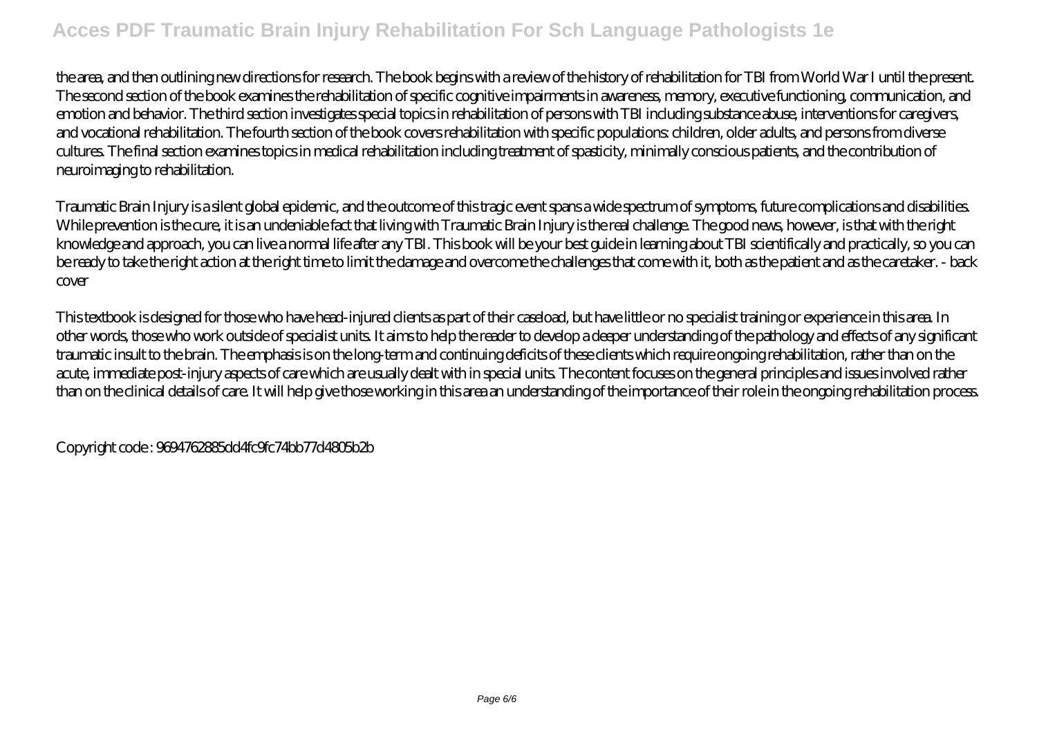the area, and then outlining new directions for research. The book begins with a review of the history of rehabilitation for TBI from World War I until the present. The second section of the book examines the rehabilitation of specific cognitive impairments in awareness, memory, executive functioning, communication, and emotion and behavior. The third section investigates special topics in rehabilitation of persons with TBI including substance abuse, interventions for caregivers, and vocational rehabilitation. The fourth section of the book covers rehabilitation with specific populations: children, older adults, and persons from diverse cultures. The final section examines topics in medical rehabilitation including treatment of spasticity, minimally conscious patients, and the contribution of neuroimaging to rehabilitation.

Traumatic Brain Injury is a silent global epidemic, and the outcome of this tragic event spans a wide spectrum of symptoms, future complications and disabilities. While prevention is the cure, it is an undeniable fact that living with Traumatic Brain Injury is the real challenge. The good news, however, is that with the right knowledge and approach, you can live a normal life after any TBI. This book will be your best guide in learning about TBI scientifically and practically, so you can be ready to take the right action at the right time to limit the damage and overcome the challenges that come with it, both as the patient and as the caretaker. - back cover

This textbook is designed for those who have head-injured clients as part of their caseload, but have little or no specialist training or experience in this area. In other words, those who work outside of specialist units. It aims to help the reader to develop a deeper understanding of the pathology and effects of any significant traumatic insult to the brain. The emphasis is on the long-term and continuing deficits of these clients which require ongoing rehabilitation, rather than on the acute, immediate post-injury aspects of care which are usually dealt with in special units. The content focuses on the general principles and issues involved rather than on the clinical details of care. It will help give those working in this area an understanding of the importance of their role in the ongoing rehabilitation process.

Copyright code : 9694762885dd4fc9fc74bb77d4805b2b